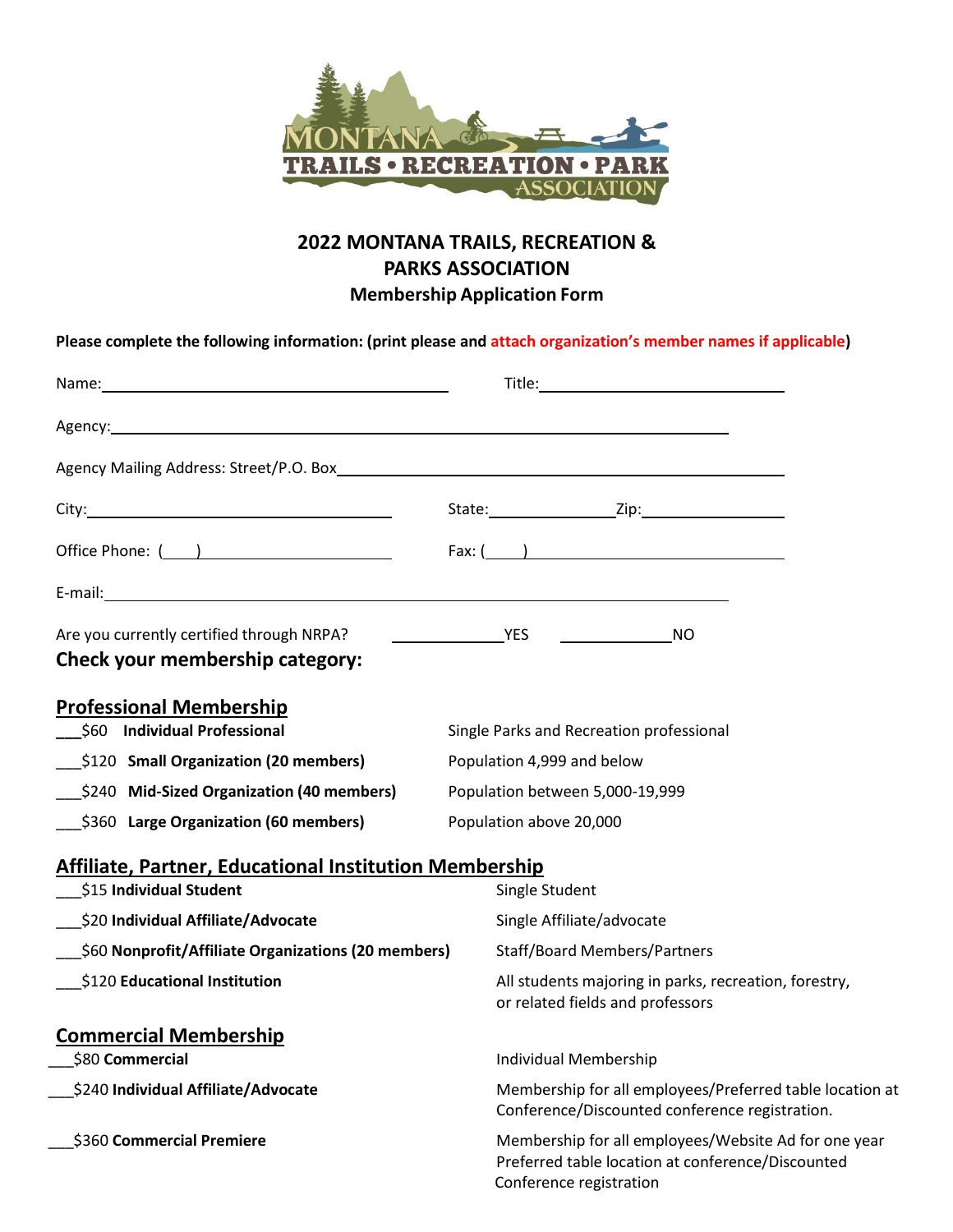# 2022 MONTANA TRAILS, RECREATION & PARKS ASSOCIATION

## Membership Application Form

**Please complete the following information: (print please and attach organization's member names if applicable)**

Name:______________________________ Title:______________________

Agency:__________________________________________________

Agency Mailing Address: Street/P.O. Box______________________________________

City:__________________________ State:____________ Zip:____________

Office Phone: (____)____________________ Fax: (____)________________________

E-mail:__________________________________________________

Are you currently certified through NRPA? ____________YES ____________NO

### Check your membership category:

### Professional Membership

___$60 **Individual Professional** — Single Parks and Recreation professional

___$120 **Small Organization (20 members)** — Population 4,999 and below

___$240 **Mid-Sized Organization (40 members)** — Population between 5,000-19,999

___$360 **Large Organization (60 members)** — Population above 20,000

### Affiliate, Partner, Educational Institution Membership

___$15 **Individual Student** — Single Student

___$20 **Individual Affiliate/Advocate** — Single Affiliate/advocate

___$60 **Nonprofit/Affiliate Organizations (20 members)** — Staff/Board Members/Partners

___$120 **Educational Institution** — All students majoring in parks, recreation, forestry, or related fields and professors

### Commercial Membership

___$80 **Commercial** — Individual Membership

___$240 **Individual Affiliate/Advocate** — Membership for all employees/Preferred table location at Conference/Discounted conference registration.

___$360 **Commercial Premiere** — Membership for all employees/Website Ad for one year Preferred table location at conference/Discounted Conference registration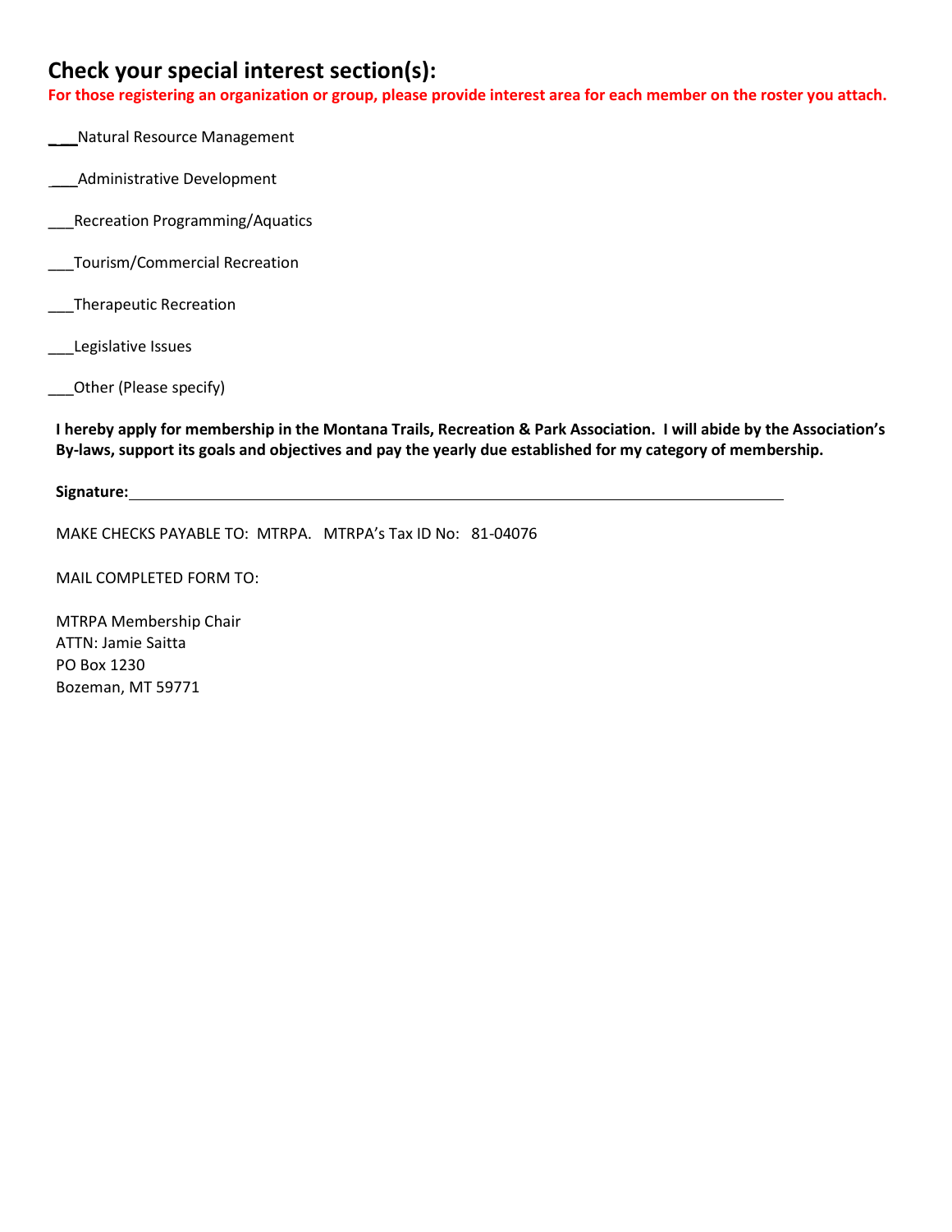## Check your special interest section(s):

**For those registering an organization or group, please provide interest area for each member on the roster you attach.**

___Natural Resource Management

___Administrative Development

___Recreation Programming/Aquatics

___Tourism/Commercial Recreation

___Therapeutic Recreation

___Legislative Issues

___Other (Please specify)

**I hereby apply for membership in the Montana Trails, Recreation & Park Association. I will abide by the Association's By-laws, support its goals and objectives and pay the yearly due established for my category of membership.**

**Signature:**________________________________________________________________

MAKE CHECKS PAYABLE TO: MTRPA. MTRPA's Tax ID No: 81-04076

MAIL COMPLETED FORM TO:

MTRPA Membership Chair
ATTN: Jamie Saitta
PO Box 1230
Bozeman, MT 59771